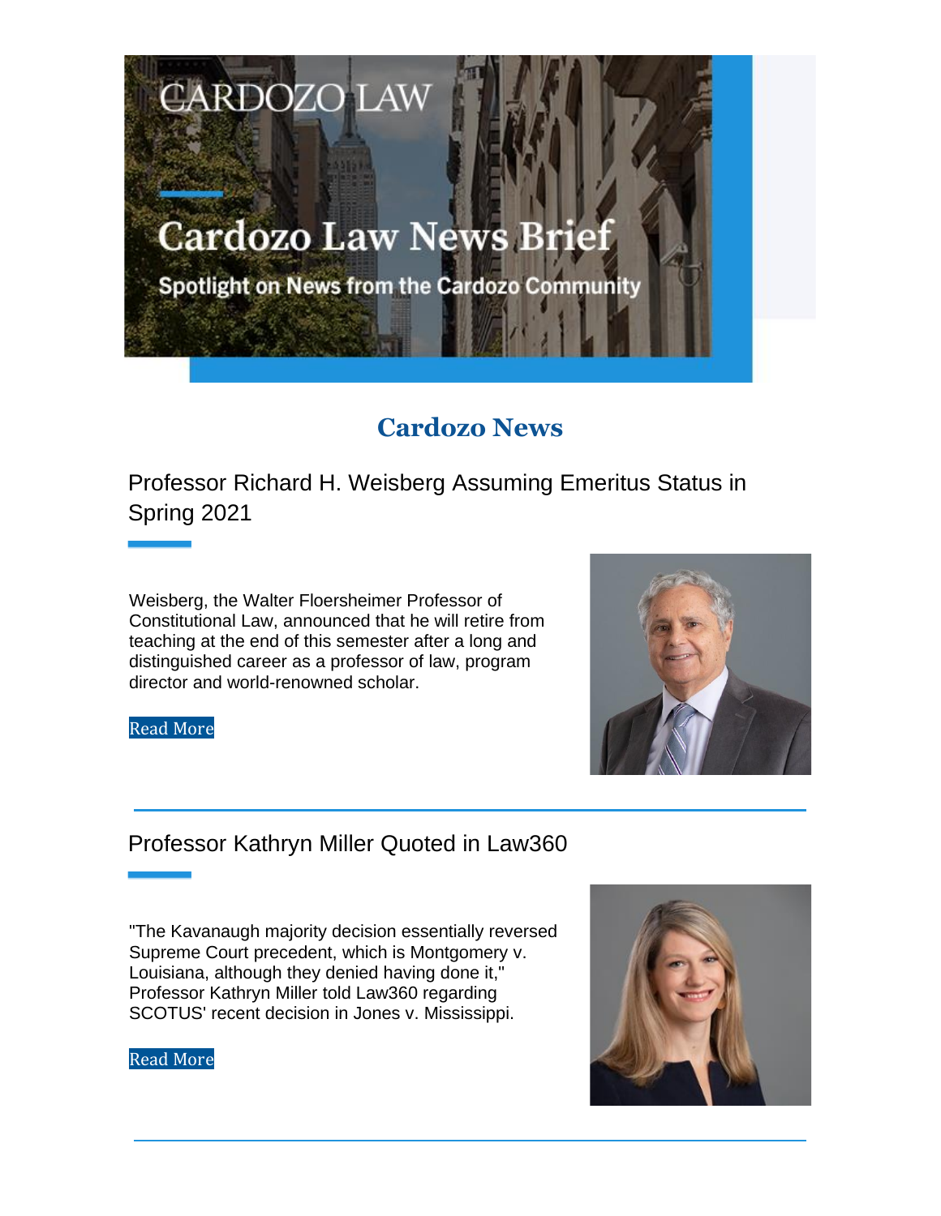CARDOZO LAW

# Cardozo Law News Brief

Spotlight on News from the Cardozo Community

## Cardozo News

### Professor Richard H. Weisberg Assuming Emeritus Status in Spring 2021

Weisberg, the Walter Floersheimer Professor of Constitutional Law, announced that he will retire from teaching at the end of this semester after a long and distinguished career as a professor of law, program director and world-renowned scholar.

Read More

### Professor Kathryn Miller Quoted in Law360

"The Kavanaugh majority decision essentially reversed Supreme Court precedent, which is Montgomery v. Louisiana, although they denied having done it," Professor Kathryn Miller told Law360 regarding SCOTUS' recent decision in Jones v. Mississippi.

Read More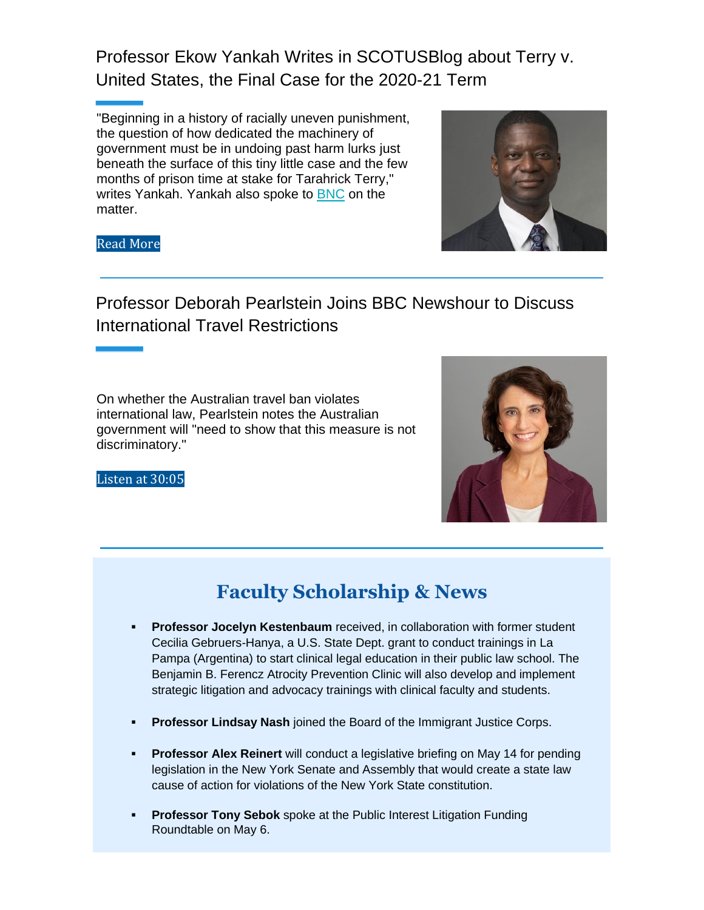## Professor Ekow Yankah Writes in SCOTUSBlog about Terry v. United States, the Final Case for the 2020-21 Term

"Beginning in a history of racially uneven punishment, the question of how dedicated the machinery of government must be in undoing past harm lurks just beneath the surface of this tiny little case and the few months of prison time at stake for Tarahrick Terry," writes Yankah. Yankah also spoke to BNC on the matter.

Read More

## Professor Deborah Pearlstein Joins BBC Newshour to Discuss International Travel Restrictions

On whether the Australian travel ban violates international law, Pearlstein notes the Australian government will "need to show that this measure is not discriminatory."

Listen at 30:05

## Faculty Scholarship & News

- **Professor Jocelyn Kestenbaum** received, in collaboration with former student Cecilia Gebruers-Hanya, a U.S. State Dept. grant to conduct trainings in La Pampa (Argentina) to start clinical legal education in their public law school. The Benjamin B. Ferencz Atrocity Prevention Clinic will also develop and implement strategic litigation and advocacy trainings with clinical faculty and students.
- **Professor Lindsay Nash** joined the Board of the Immigrant Justice Corps.
- **Professor Alex Reinert** will conduct a legislative briefing on May 14 for pending legislation in the New York Senate and Assembly that would create a state law cause of action for violations of the New York State constitution.
- **Professor Tony Sebok** spoke at the Public Interest Litigation Funding Roundtable on May 6.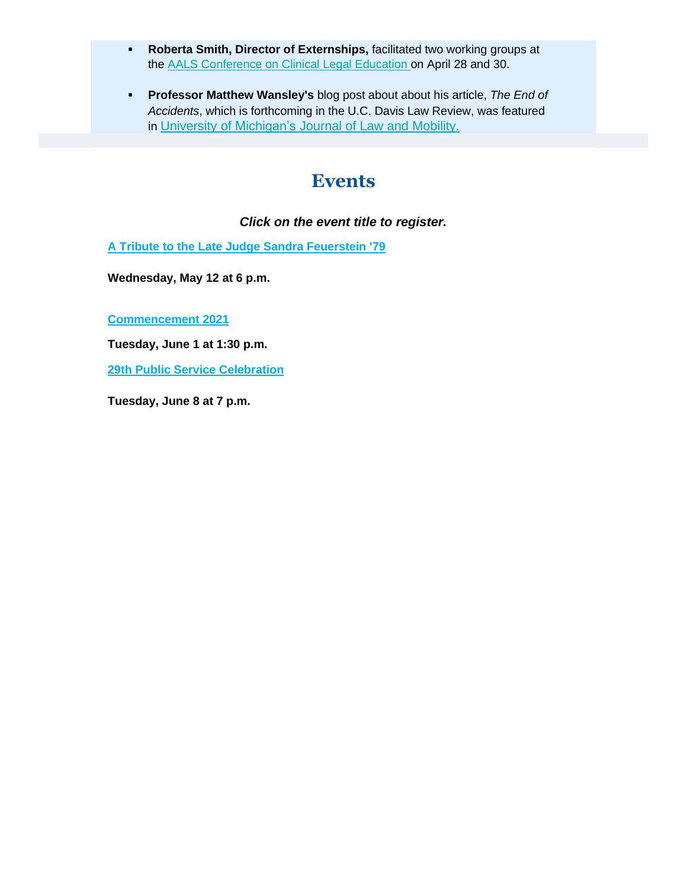- **Roberta Smith, Director of Externships,** facilitated two working groups at the AALS Conference on Clinical Legal Education on April 28 and 30.

- **Professor Matthew Wansley's** blog post about about his article, *The End of Accidents*, which is forthcoming in the U.C. Davis Law Review, was featured in University of Michigan's Journal of Law and Mobility.

# Events

***Click on the event title to register.***

**A Tribute to the Late Judge Sandra Feuerstein '79**

**Wednesday, May 12 at 6 p.m.**

**Commencement 2021**

**Tuesday, June 1 at 1:30 p.m.**

**29th Public Service Celebration**

**Tuesday, June 8 at 7 p.m.**